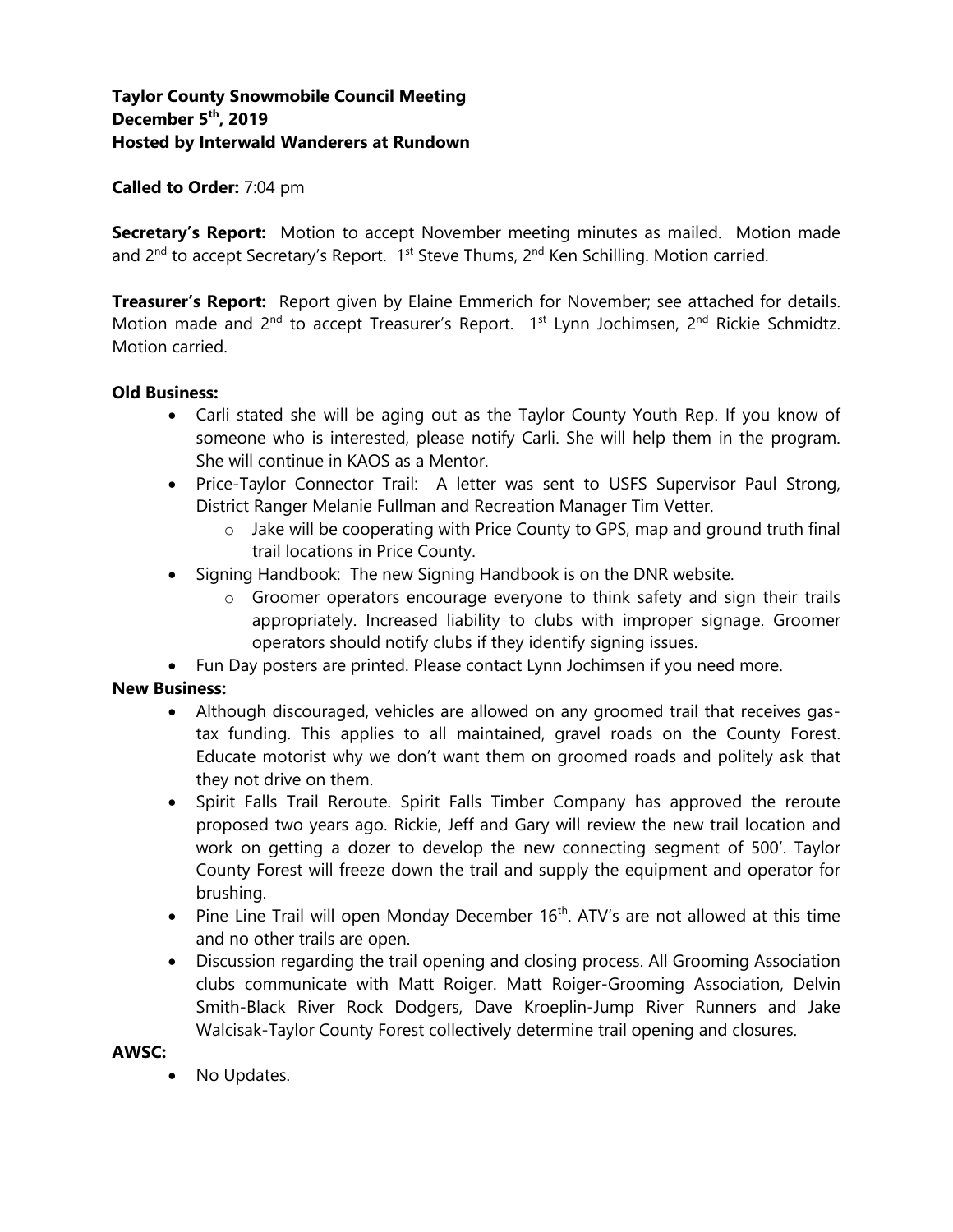**Taylor County Snowmobile Council Meeting**
**December 5th, 2019**
**Hosted by Interwald Wanderers at Rundown**

**Called to Order:** 7:04 pm

**Secretary's Report:** Motion to accept November meeting minutes as mailed. Motion made and 2nd to accept Secretary's Report. 1st Steve Thums, 2nd Ken Schilling. Motion carried.

**Treasurer's Report:** Report given by Elaine Emmerich for November; see attached for details. Motion made and 2nd to accept Treasurer's Report. 1st Lynn Jochimsen, 2nd Rickie Schmidtz. Motion carried.

**Old Business:**

- Carli stated she will be aging out as the Taylor County Youth Rep. If you know of someone who is interested, please notify Carli. She will help them in the program. She will continue in KAOS as a Mentor.
- Price-Taylor Connector Trail: A letter was sent to USFS Supervisor Paul Strong, District Ranger Melanie Fullman and Recreation Manager Tim Vetter.
  - Jake will be cooperating with Price County to GPS, map and ground truth final trail locations in Price County.
- Signing Handbook: The new Signing Handbook is on the DNR website.
  - Groomer operators encourage everyone to think safety and sign their trails appropriately. Increased liability to clubs with improper signage. Groomer operators should notify clubs if they identify signing issues.
- Fun Day posters are printed. Please contact Lynn Jochimsen if you need more.

**New Business:**

- Although discouraged, vehicles are allowed on any groomed trail that receives gas-tax funding. This applies to all maintained, gravel roads on the County Forest. Educate motorist why we don't want them on groomed roads and politely ask that they not drive on them.
- Spirit Falls Trail Reroute. Spirit Falls Timber Company has approved the reroute proposed two years ago. Rickie, Jeff and Gary will review the new trail location and work on getting a dozer to develop the new connecting segment of 500'. Taylor County Forest will freeze down the trail and supply the equipment and operator for brushing.
- Pine Line Trail will open Monday December 16th. ATV's are not allowed at this time and no other trails are open.
- Discussion regarding the trail opening and closing process. All Grooming Association clubs communicate with Matt Roiger. Matt Roiger-Grooming Association, Delvin Smith-Black River Rock Dodgers, Dave Kroeplin-Jump River Runners and Jake Walcisak-Taylor County Forest collectively determine trail opening and closures.

**AWSC:**

- No Updates.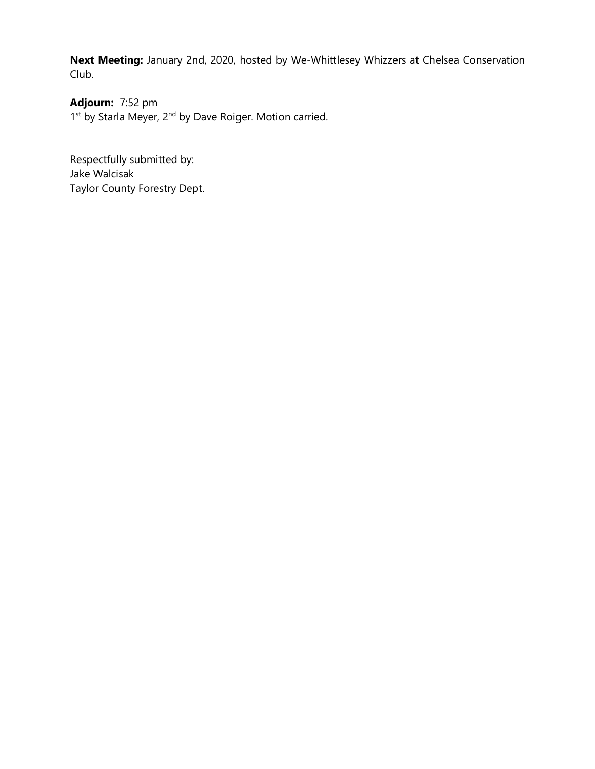**Next Meeting:** January 2nd, 2020, hosted by We-Whittlesey Whizzers at Chelsea Conservation Club.

**Adjourn:** 7:52 pm
1st by Starla Meyer, 2nd by Dave Roiger. Motion carried.

Respectfully submitted by:
Jake Walcisak
Taylor County Forestry Dept.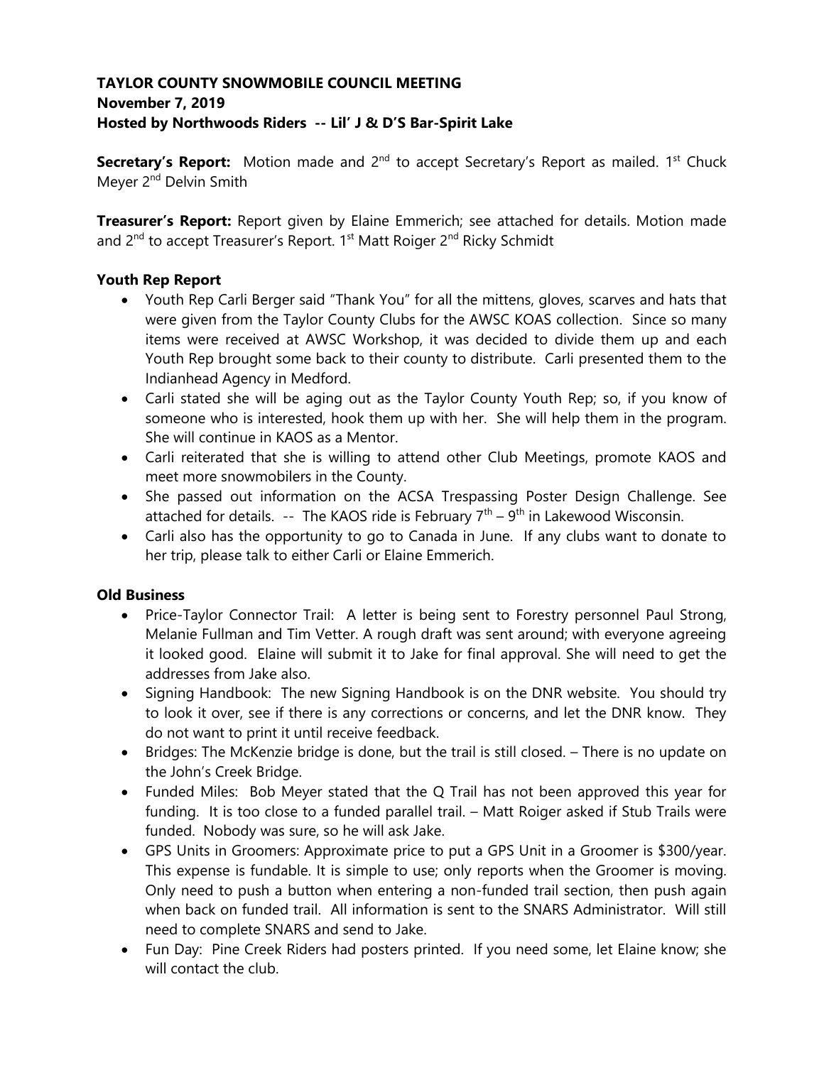**TAYLOR COUNTY SNOWMOBILE COUNCIL MEETING**
**November 7, 2019**
**Hosted by Northwoods Riders -- Lil' J & D'S Bar-Spirit Lake**

**Secretary's Report:** Motion made and 2nd to accept Secretary's Report as mailed. 1st Chuck Meyer 2nd Delvin Smith

**Treasurer's Report:** Report given by Elaine Emmerich; see attached for details. Motion made and 2nd to accept Treasurer's Report. 1st Matt Roiger 2nd Ricky Schmidt

**Youth Rep Report**

- Youth Rep Carli Berger said "Thank You" for all the mittens, gloves, scarves and hats that were given from the Taylor County Clubs for the AWSC KOAS collection. Since so many items were received at AWSC Workshop, it was decided to divide them up and each Youth Rep brought some back to their county to distribute. Carli presented them to the Indianhead Agency in Medford.
- Carli stated she will be aging out as the Taylor County Youth Rep; so, if you know of someone who is interested, hook them up with her. She will help them in the program. She will continue in KAOS as a Mentor.
- Carli reiterated that she is willing to attend other Club Meetings, promote KAOS and meet more snowmobilers in the County.
- She passed out information on the ACSA Trespassing Poster Design Challenge. See attached for details. -- The KAOS ride is February 7th – 9th in Lakewood Wisconsin.
- Carli also has the opportunity to go to Canada in June. If any clubs want to donate to her trip, please talk to either Carli or Elaine Emmerich.

**Old Business**

- Price-Taylor Connector Trail: A letter is being sent to Forestry personnel Paul Strong, Melanie Fullman and Tim Vetter. A rough draft was sent around; with everyone agreeing it looked good. Elaine will submit it to Jake for final approval. She will need to get the addresses from Jake also.
- Signing Handbook: The new Signing Handbook is on the DNR website. You should try to look it over, see if there is any corrections or concerns, and let the DNR know. They do not want to print it until receive feedback.
- Bridges: The McKenzie bridge is done, but the trail is still closed. – There is no update on the John's Creek Bridge.
- Funded Miles: Bob Meyer stated that the Q Trail has not been approved this year for funding. It is too close to a funded parallel trail. – Matt Roiger asked if Stub Trails were funded. Nobody was sure, so he will ask Jake.
- GPS Units in Groomers: Approximate price to put a GPS Unit in a Groomer is $300/year. This expense is fundable. It is simple to use; only reports when the Groomer is moving. Only need to push a button when entering a non-funded trail section, then push again when back on funded trail. All information is sent to the SNARS Administrator. Will still need to complete SNARS and send to Jake.
- Fun Day: Pine Creek Riders had posters printed. If you need some, let Elaine know; she will contact the club.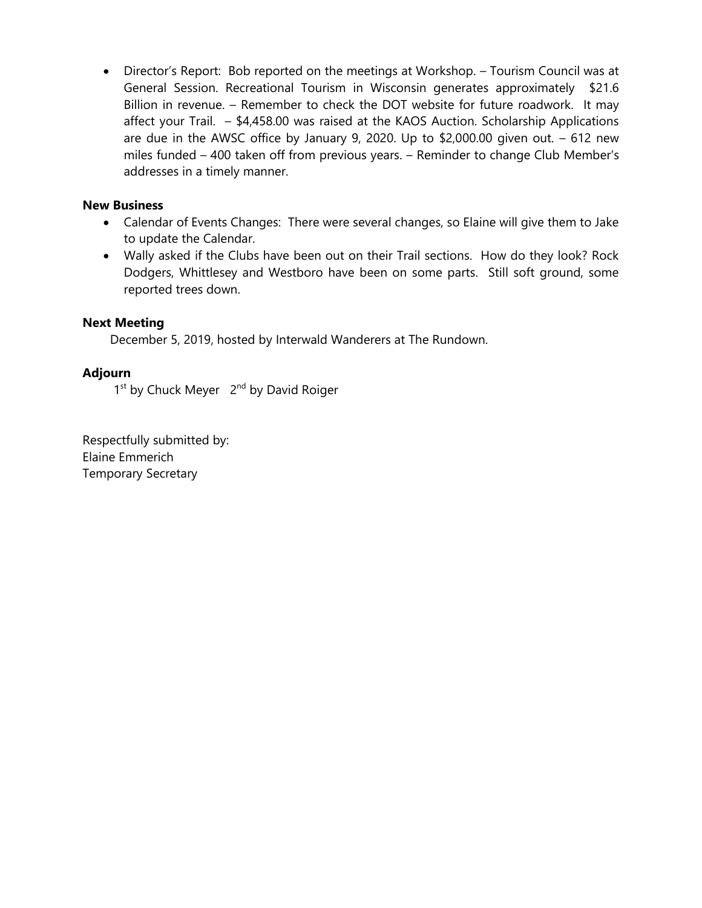- Director's Report: Bob reported on the meetings at Workshop. – Tourism Council was at General Session. Recreational Tourism in Wisconsin generates approximately $21.6 Billion in revenue. – Remember to check the DOT website for future roadwork. It may affect your Trail. – $4,458.00 was raised at the KAOS Auction. Scholarship Applications are due in the AWSC office by January 9, 2020. Up to $2,000.00 given out. – 612 new miles funded – 400 taken off from previous years. – Reminder to change Club Member's addresses in a timely manner.

**New Business**

- Calendar of Events Changes: There were several changes, so Elaine will give them to Jake to update the Calendar.
- Wally asked if the Clubs have been out on their Trail sections. How do they look? Rock Dodgers, Whittlesey and Westboro have been on some parts. Still soft ground, some reported trees down.

**Next Meeting**

December 5, 2019, hosted by Interwald Wanderers at The Rundown.

**Adjourn**

1st by Chuck Meyer 2nd by David Roiger

Respectfully submitted by:
Elaine Emmerich
Temporary Secretary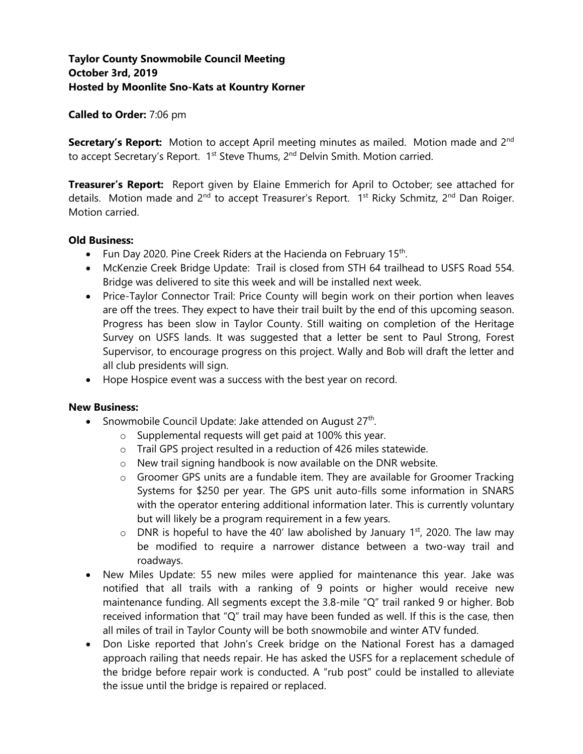**Taylor County Snowmobile Council Meeting**
**October 3rd, 2019**
**Hosted by Moonlite Sno-Kats at Kountry Korner**

**Called to Order:** 7:06 pm

**Secretary's Report:** Motion to accept April meeting minutes as mailed. Motion made and 2nd to accept Secretary's Report. 1st Steve Thums, 2nd Delvin Smith. Motion carried.

**Treasurer's Report:** Report given by Elaine Emmerich for April to October; see attached for details. Motion made and 2nd to accept Treasurer's Report. 1st Ricky Schmitz, 2nd Dan Roiger. Motion carried.

**Old Business:**

- Fun Day 2020. Pine Creek Riders at the Hacienda on February 15th.
- McKenzie Creek Bridge Update: Trail is closed from STH 64 trailhead to USFS Road 554. Bridge was delivered to site this week and will be installed next week.
- Price-Taylor Connector Trail: Price County will begin work on their portion when leaves are off the trees. They expect to have their trail built by the end of this upcoming season. Progress has been slow in Taylor County. Still waiting on completion of the Heritage Survey on USFS lands. It was suggested that a letter be sent to Paul Strong, Forest Supervisor, to encourage progress on this project. Wally and Bob will draft the letter and all club presidents will sign.
- Hope Hospice event was a success with the best year on record.

**New Business:**

- Snowmobile Council Update: Jake attended on August 27th.
  - Supplemental requests will get paid at 100% this year.
  - Trail GPS project resulted in a reduction of 426 miles statewide.
  - New trail signing handbook is now available on the DNR website.
  - Groomer GPS units are a fundable item. They are available for Groomer Tracking Systems for $250 per year. The GPS unit auto-fills some information in SNARS with the operator entering additional information later. This is currently voluntary but will likely be a program requirement in a few years.
  - DNR is hopeful to have the 40' law abolished by January 1st, 2020. The law may be modified to require a narrower distance between a two-way trail and roadways.
- New Miles Update: 55 new miles were applied for maintenance this year. Jake was notified that all trails with a ranking of 9 points or higher would receive new maintenance funding. All segments except the 3.8-mile "Q" trail ranked 9 or higher. Bob received information that "Q" trail may have been funded as well. If this is the case, then all miles of trail in Taylor County will be both snowmobile and winter ATV funded.
- Don Liske reported that John's Creek bridge on the National Forest has a damaged approach railing that needs repair. He has asked the USFS for a replacement schedule of the bridge before repair work is conducted. A "rub post" could be installed to alleviate the issue until the bridge is repaired or replaced.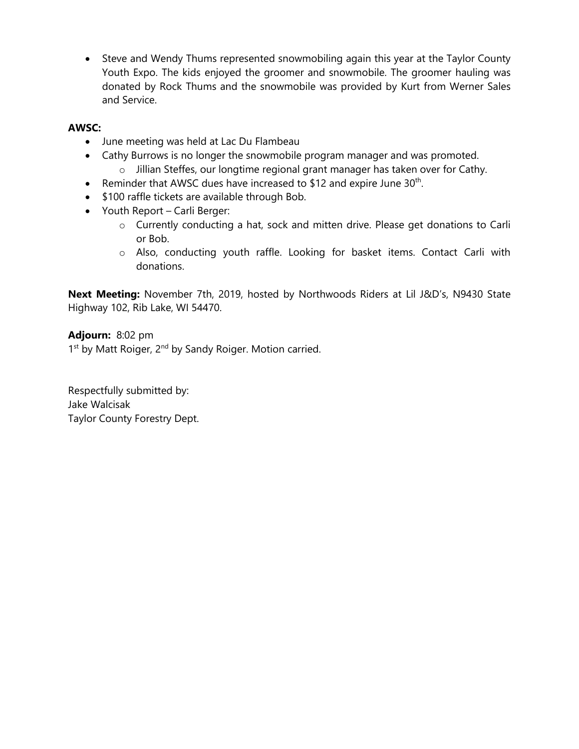- Steve and Wendy Thums represented snowmobiling again this year at the Taylor County Youth Expo. The kids enjoyed the groomer and snowmobile. The groomer hauling was donated by Rock Thums and the snowmobile was provided by Kurt from Werner Sales and Service.

**AWSC:**

- June meeting was held at Lac Du Flambeau
- Cathy Burrows is no longer the snowmobile program manager and was promoted.
  - Jillian Steffes, our longtime regional grant manager has taken over for Cathy.
- Reminder that AWSC dues have increased to $12 and expire June 30th.
- $100 raffle tickets are available through Bob.
- Youth Report – Carli Berger:
  - Currently conducting a hat, sock and mitten drive. Please get donations to Carli or Bob.
  - Also, conducting youth raffle. Looking for basket items. Contact Carli with donations.

**Next Meeting:** November 7th, 2019, hosted by Northwoods Riders at Lil J&D's, N9430 State Highway 102, Rib Lake, WI 54470.

**Adjourn:** 8:02 pm
1st by Matt Roiger, 2nd by Sandy Roiger. Motion carried.

Respectfully submitted by:
Jake Walcisak
Taylor County Forestry Dept.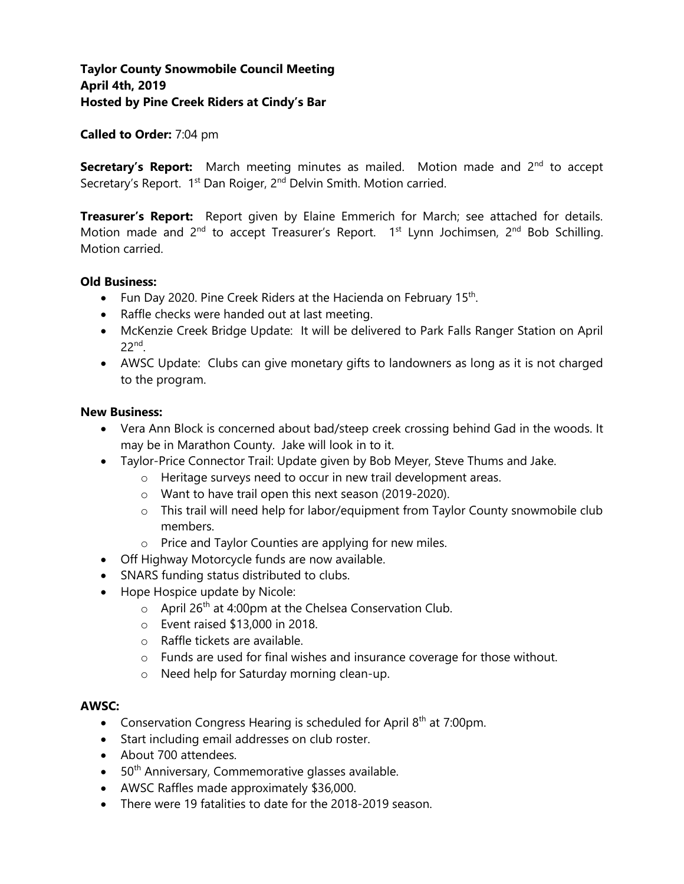**Taylor County Snowmobile Council Meeting**
**April 4th, 2019**
**Hosted by Pine Creek Riders at Cindy's Bar**

**Called to Order:** 7:04 pm

**Secretary's Report:** March meeting minutes as mailed. Motion made and 2nd to accept Secretary's Report. 1st Dan Roiger, 2nd Delvin Smith. Motion carried.

**Treasurer's Report:** Report given by Elaine Emmerich for March; see attached for details. Motion made and 2nd to accept Treasurer's Report. 1st Lynn Jochimsen, 2nd Bob Schilling. Motion carried.

**Old Business:**

- Fun Day 2020. Pine Creek Riders at the Hacienda on February 15th.
- Raffle checks were handed out at last meeting.
- McKenzie Creek Bridge Update: It will be delivered to Park Falls Ranger Station on April 22nd.
- AWSC Update: Clubs can give monetary gifts to landowners as long as it is not charged to the program.

**New Business:**

- Vera Ann Block is concerned about bad/steep creek crossing behind Gad in the woods. It may be in Marathon County. Jake will look in to it.
- Taylor-Price Connector Trail: Update given by Bob Meyer, Steve Thums and Jake.
  - Heritage surveys need to occur in new trail development areas.
  - Want to have trail open this next season (2019-2020).
  - This trail will need help for labor/equipment from Taylor County snowmobile club members.
  - Price and Taylor Counties are applying for new miles.
- Off Highway Motorcycle funds are now available.
- SNARS funding status distributed to clubs.
- Hope Hospice update by Nicole:
  - April 26th at 4:00pm at the Chelsea Conservation Club.
  - Event raised $13,000 in 2018.
  - Raffle tickets are available.
  - Funds are used for final wishes and insurance coverage for those without.
  - Need help for Saturday morning clean-up.

**AWSC:**

- Conservation Congress Hearing is scheduled for April 8th at 7:00pm.
- Start including email addresses on club roster.
- About 700 attendees.
- 50th Anniversary, Commemorative glasses available.
- AWSC Raffles made approximately $36,000.
- There were 19 fatalities to date for the 2018-2019 season.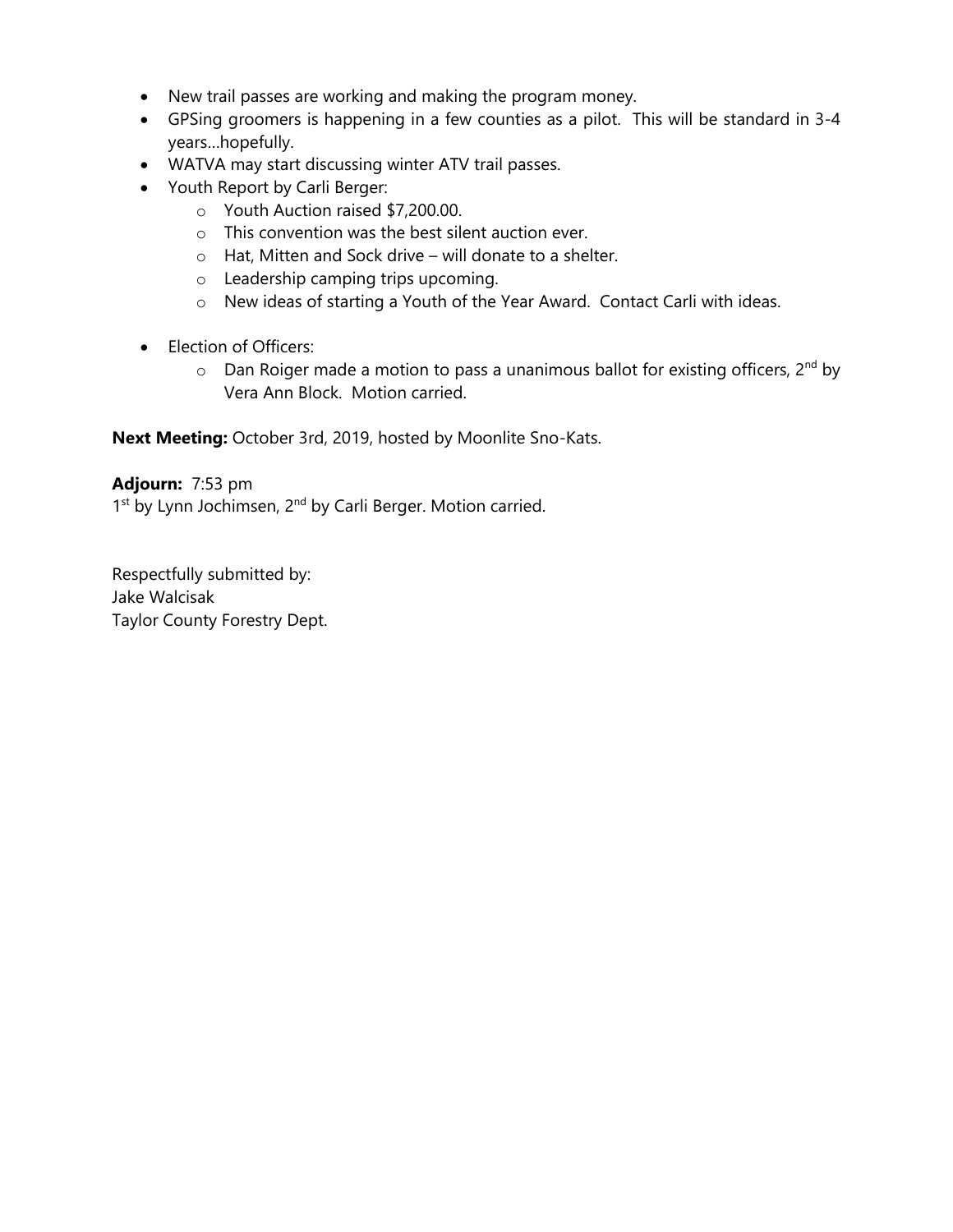- New trail passes are working and making the program money.
- GPSing groomers is happening in a few counties as a pilot. This will be standard in 3-4 years…hopefully.
- WATVA may start discussing winter ATV trail passes.
- Youth Report by Carli Berger:
  - Youth Auction raised $7,200.00.
  - This convention was the best silent auction ever.
  - Hat, Mitten and Sock drive – will donate to a shelter.
  - Leadership camping trips upcoming.
  - New ideas of starting a Youth of the Year Award. Contact Carli with ideas.
- Election of Officers:
  - Dan Roiger made a motion to pass a unanimous ballot for existing officers, 2nd by Vera Ann Block. Motion carried.

**Next Meeting:** October 3rd, 2019, hosted by Moonlite Sno-Kats.

**Adjourn:** 7:53 pm
1st by Lynn Jochimsen, 2nd by Carli Berger. Motion carried.

Respectfully submitted by:
Jake Walcisak
Taylor County Forestry Dept.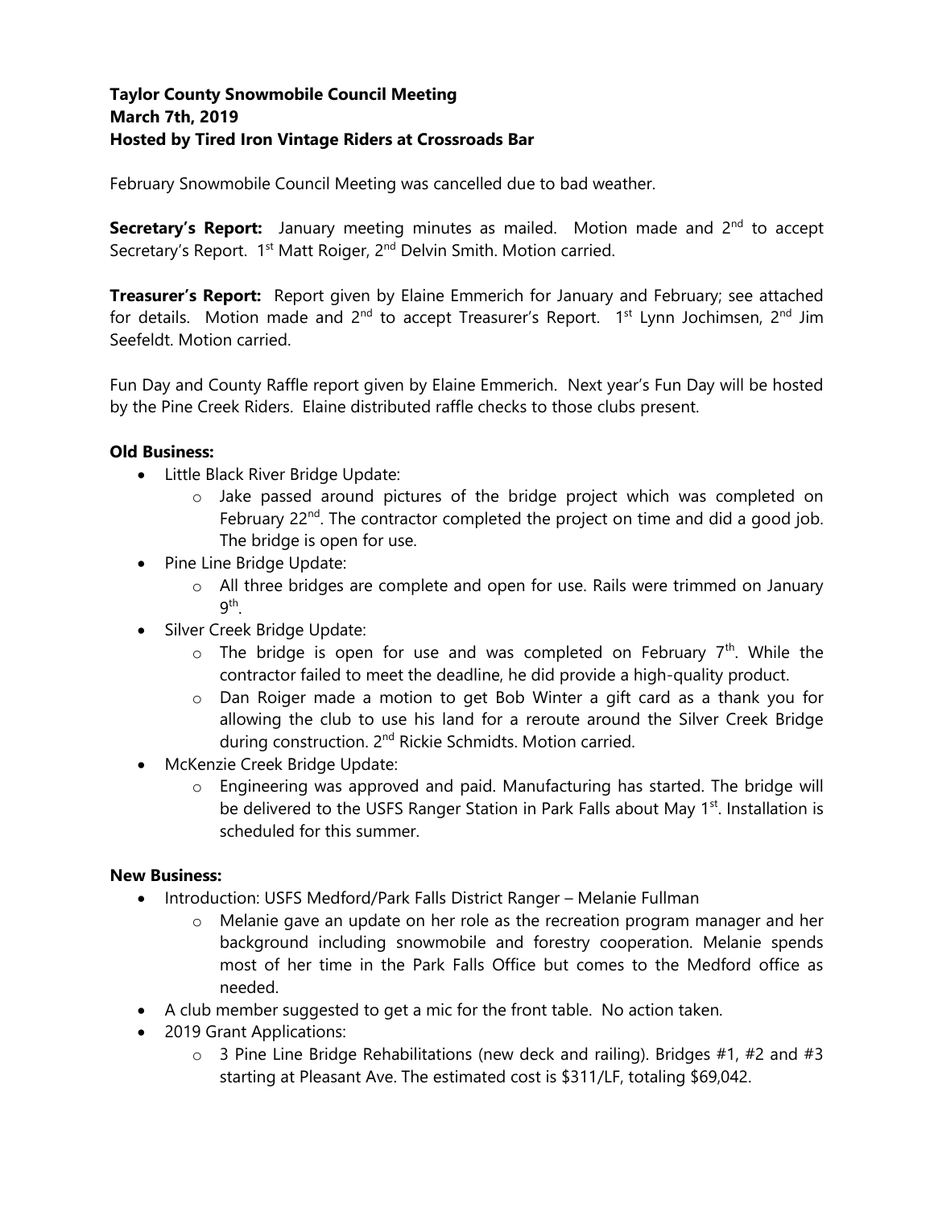**Taylor County Snowmobile Council Meeting**
**March 7th, 2019**
**Hosted by Tired Iron Vintage Riders at Crossroads Bar**

February Snowmobile Council Meeting was cancelled due to bad weather.

**Secretary's Report:** January meeting minutes as mailed. Motion made and 2nd to accept Secretary's Report. 1st Matt Roiger, 2nd Delvin Smith. Motion carried.

**Treasurer's Report:** Report given by Elaine Emmerich for January and February; see attached for details. Motion made and 2nd to accept Treasurer's Report. 1st Lynn Jochimsen, 2nd Jim Seefeldt. Motion carried.

Fun Day and County Raffle report given by Elaine Emmerich. Next year's Fun Day will be hosted by the Pine Creek Riders. Elaine distributed raffle checks to those clubs present.

**Old Business:**

- Little Black River Bridge Update:
  - Jake passed around pictures of the bridge project which was completed on February 22nd. The contractor completed the project on time and did a good job. The bridge is open for use.
- Pine Line Bridge Update:
  - All three bridges are complete and open for use. Rails were trimmed on January 9th.
- Silver Creek Bridge Update:
  - The bridge is open for use and was completed on February 7th. While the contractor failed to meet the deadline, he did provide a high-quality product.
  - Dan Roiger made a motion to get Bob Winter a gift card as a thank you for allowing the club to use his land for a reroute around the Silver Creek Bridge during construction. 2nd Rickie Schmidts. Motion carried.
- McKenzie Creek Bridge Update:
  - Engineering was approved and paid. Manufacturing has started. The bridge will be delivered to the USFS Ranger Station in Park Falls about May 1st. Installation is scheduled for this summer.

**New Business:**

- Introduction: USFS Medford/Park Falls District Ranger – Melanie Fullman
  - Melanie gave an update on her role as the recreation program manager and her background including snowmobile and forestry cooperation. Melanie spends most of her time in the Park Falls Office but comes to the Medford office as needed.
- A club member suggested to get a mic for the front table. No action taken.
- 2019 Grant Applications:
  - 3 Pine Line Bridge Rehabilitations (new deck and railing). Bridges #1, #2 and #3 starting at Pleasant Ave. The estimated cost is $311/LF, totaling $69,042.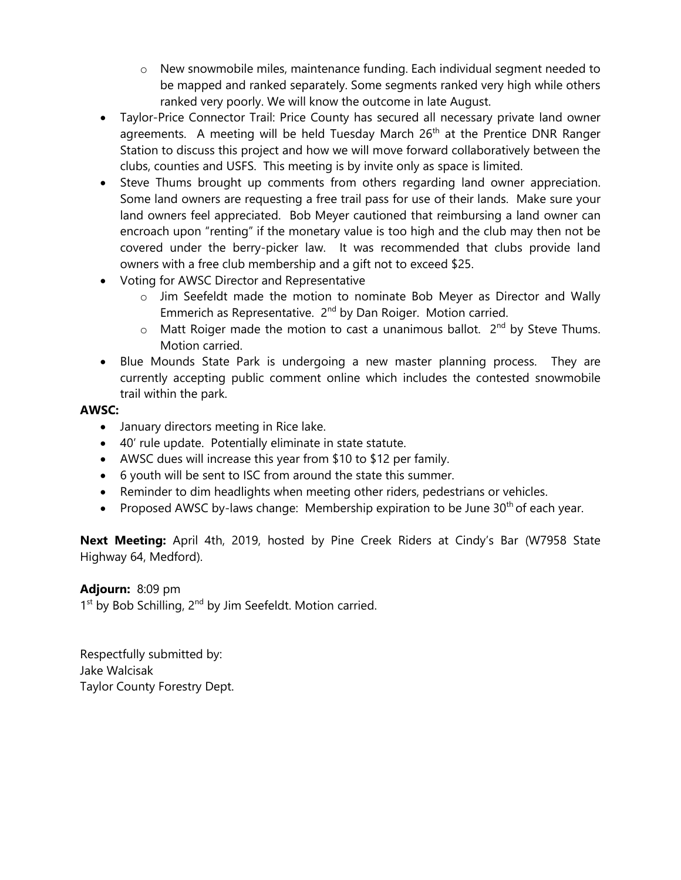- New snowmobile miles, maintenance funding. Each individual segment needed to be mapped and ranked separately. Some segments ranked very high while others ranked very poorly. We will know the outcome in late August.
- Taylor-Price Connector Trail: Price County has secured all necessary private land owner agreements. A meeting will be held Tuesday March 26th at the Prentice DNR Ranger Station to discuss this project and how we will move forward collaboratively between the clubs, counties and USFS. This meeting is by invite only as space is limited.
- Steve Thums brought up comments from others regarding land owner appreciation. Some land owners are requesting a free trail pass for use of their lands. Make sure your land owners feel appreciated. Bob Meyer cautioned that reimbursing a land owner can encroach upon "renting" if the monetary value is too high and the club may then not be covered under the berry-picker law. It was recommended that clubs provide land owners with a free club membership and a gift not to exceed $25.
- Voting for AWSC Director and Representative
    - Jim Seefeldt made the motion to nominate Bob Meyer as Director and Wally Emmerich as Representative. 2nd by Dan Roiger. Motion carried.
    - Matt Roiger made the motion to cast a unanimous ballot. 2nd by Steve Thums. Motion carried.
- Blue Mounds State Park is undergoing a new master planning process. They are currently accepting public comment online which includes the contested snowmobile trail within the park.

**AWSC:**

- January directors meeting in Rice lake.
- 40' rule update. Potentially eliminate in state statute.
- AWSC dues will increase this year from $10 to $12 per family.
- 6 youth will be sent to ISC from around the state this summer.
- Reminder to dim headlights when meeting other riders, pedestrians or vehicles.
- Proposed AWSC by-laws change: Membership expiration to be June 30th of each year.

**Next Meeting:** April 4th, 2019, hosted by Pine Creek Riders at Cindy's Bar (W7958 State Highway 64, Medford).

**Adjourn:** 8:09 pm
1st by Bob Schilling, 2nd by Jim Seefeldt. Motion carried.

Respectfully submitted by:
Jake Walcisak
Taylor County Forestry Dept.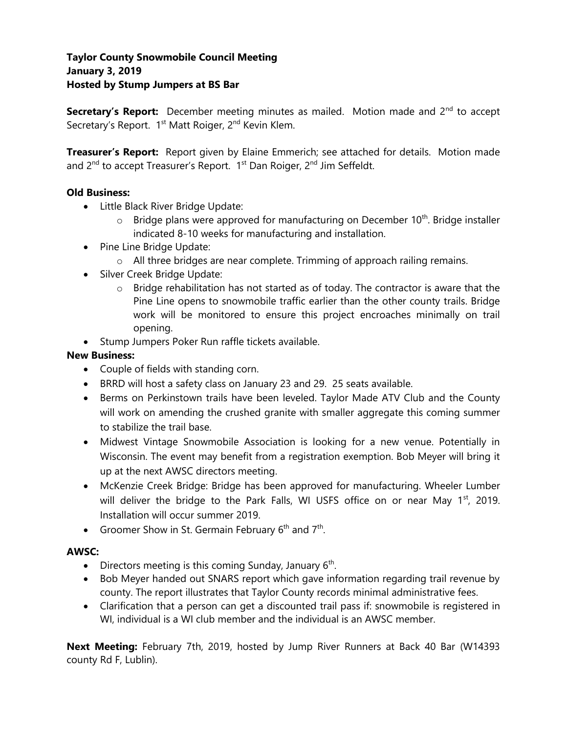**Taylor County Snowmobile Council Meeting**
**January 3, 2019**
**Hosted by Stump Jumpers at BS Bar**

**Secretary's Report:** December meeting minutes as mailed. Motion made and 2nd to accept Secretary's Report. 1st Matt Roiger, 2nd Kevin Klem.

**Treasurer's Report:** Report given by Elaine Emmerich; see attached for details. Motion made and 2nd to accept Treasurer's Report. 1st Dan Roiger, 2nd Jim Seffeldt.

**Old Business:**

- Little Black River Bridge Update:
  - Bridge plans were approved for manufacturing on December 10th. Bridge installer indicated 8-10 weeks for manufacturing and installation.
- Pine Line Bridge Update:
  - All three bridges are near complete. Trimming of approach railing remains.
- Silver Creek Bridge Update:
  - Bridge rehabilitation has not started as of today. The contractor is aware that the Pine Line opens to snowmobile traffic earlier than the other county trails. Bridge work will be monitored to ensure this project encroaches minimally on trail opening.
- Stump Jumpers Poker Run raffle tickets available.

**New Business:**

- Couple of fields with standing corn.
- BRRD will host a safety class on January 23 and 29. 25 seats available.
- Berms on Perkinstown trails have been leveled. Taylor Made ATV Club and the County will work on amending the crushed granite with smaller aggregate this coming summer to stabilize the trail base.
- Midwest Vintage Snowmobile Association is looking for a new venue. Potentially in Wisconsin. The event may benefit from a registration exemption. Bob Meyer will bring it up at the next AWSC directors meeting.
- McKenzie Creek Bridge: Bridge has been approved for manufacturing. Wheeler Lumber will deliver the bridge to the Park Falls, WI USFS office on or near May 1st, 2019. Installation will occur summer 2019.
- Groomer Show in St. Germain February 6th and 7th.

**AWSC:**

- Directors meeting is this coming Sunday, January 6th.
- Bob Meyer handed out SNARS report which gave information regarding trail revenue by county. The report illustrates that Taylor County records minimal administrative fees.
- Clarification that a person can get a discounted trail pass if: snowmobile is registered in WI, individual is a WI club member and the individual is an AWSC member.

**Next Meeting:** February 7th, 2019, hosted by Jump River Runners at Back 40 Bar (W14393 county Rd F, Lublin).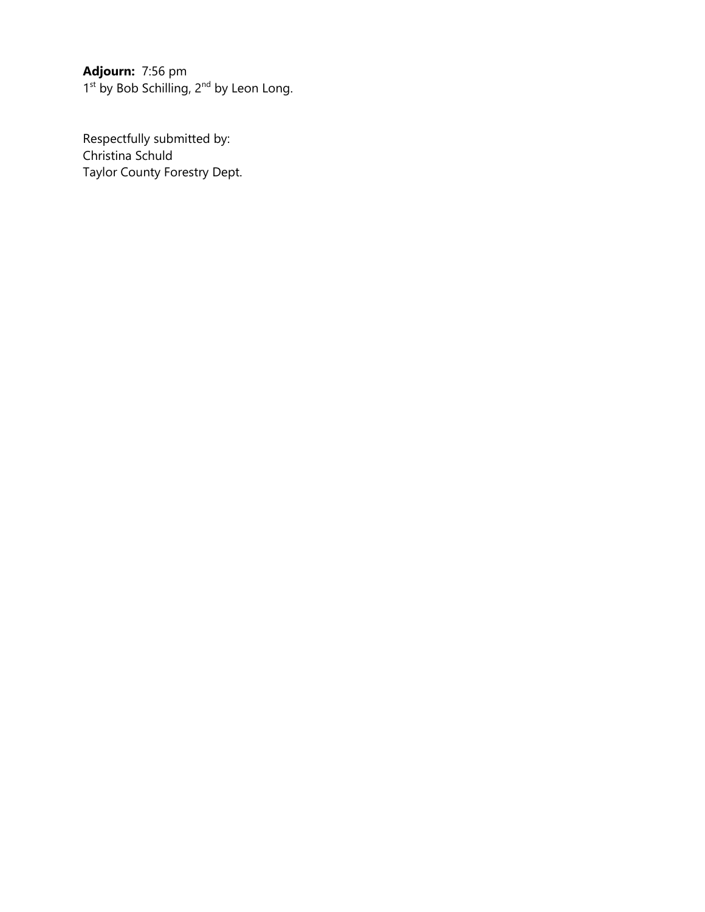**Adjourn:** 7:56 pm
1st by Bob Schilling, 2nd by Leon Long.

Respectfully submitted by:
Christina Schuld
Taylor County Forestry Dept.